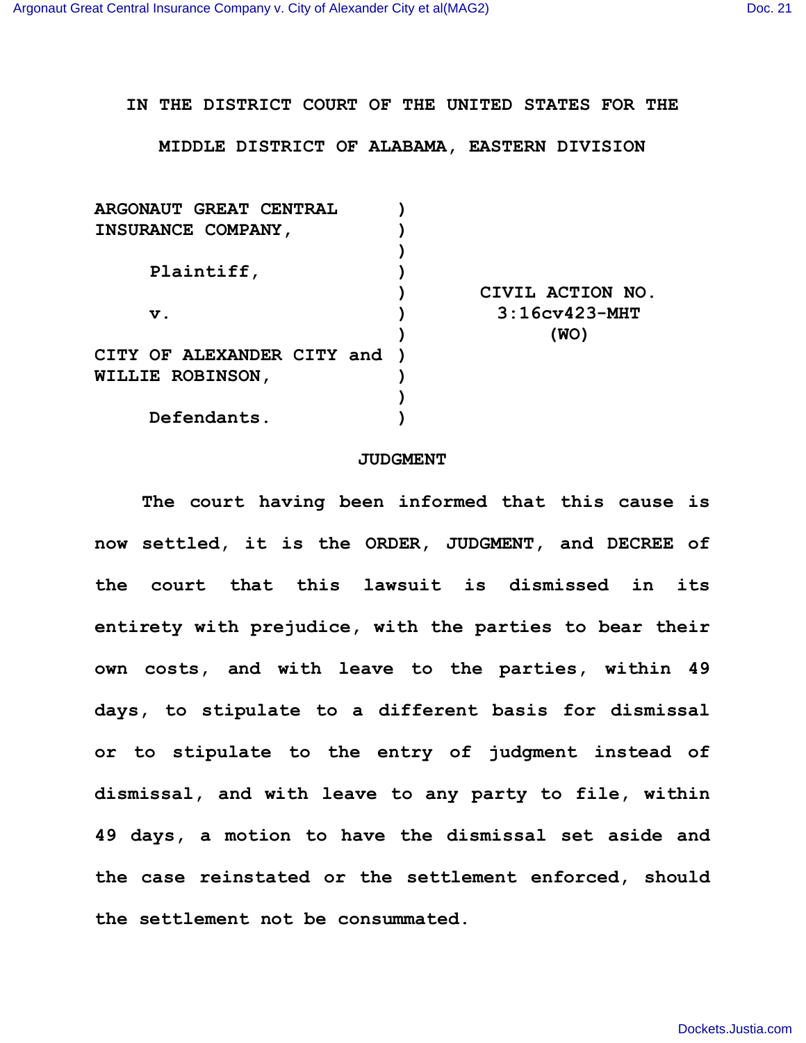**IN THE DISTRICT COURT OF THE UNITED STATES FOR THE MIDDLE DISTRICT OF ALABAMA, EASTERN DIVISION**

| | | |
|---|---|---|
| **ARGONAUT GREAT CENTRAL INSURANCE COMPANY,** | ) | |
| | ) | |
| **Plaintiff,** | ) | |
| | ) | **CIVIL ACTION NO.** |
| **v.** | ) | **3:16cv423-MHT** |
| | ) | **(WO)** |
| **CITY OF ALEXANDER CITY and WILLIE ROBINSON,** | ) | |
| | ) | |
| **Defendants.** | ) | |

## JUDGMENT

The court having been informed that this cause is now settled, it is the ORDER, JUDGMENT, and DECREE of the court that this lawsuit is dismissed in its entirety with prejudice, with the parties to bear their own costs, and with leave to the parties, within 49 days, to stipulate to a different basis for dismissal or to stipulate to the entry of judgment instead of dismissal, and with leave to any party to file, within 49 days, a motion to have the dismissal set aside and the case reinstated or the settlement enforced, should the settlement not be consummated.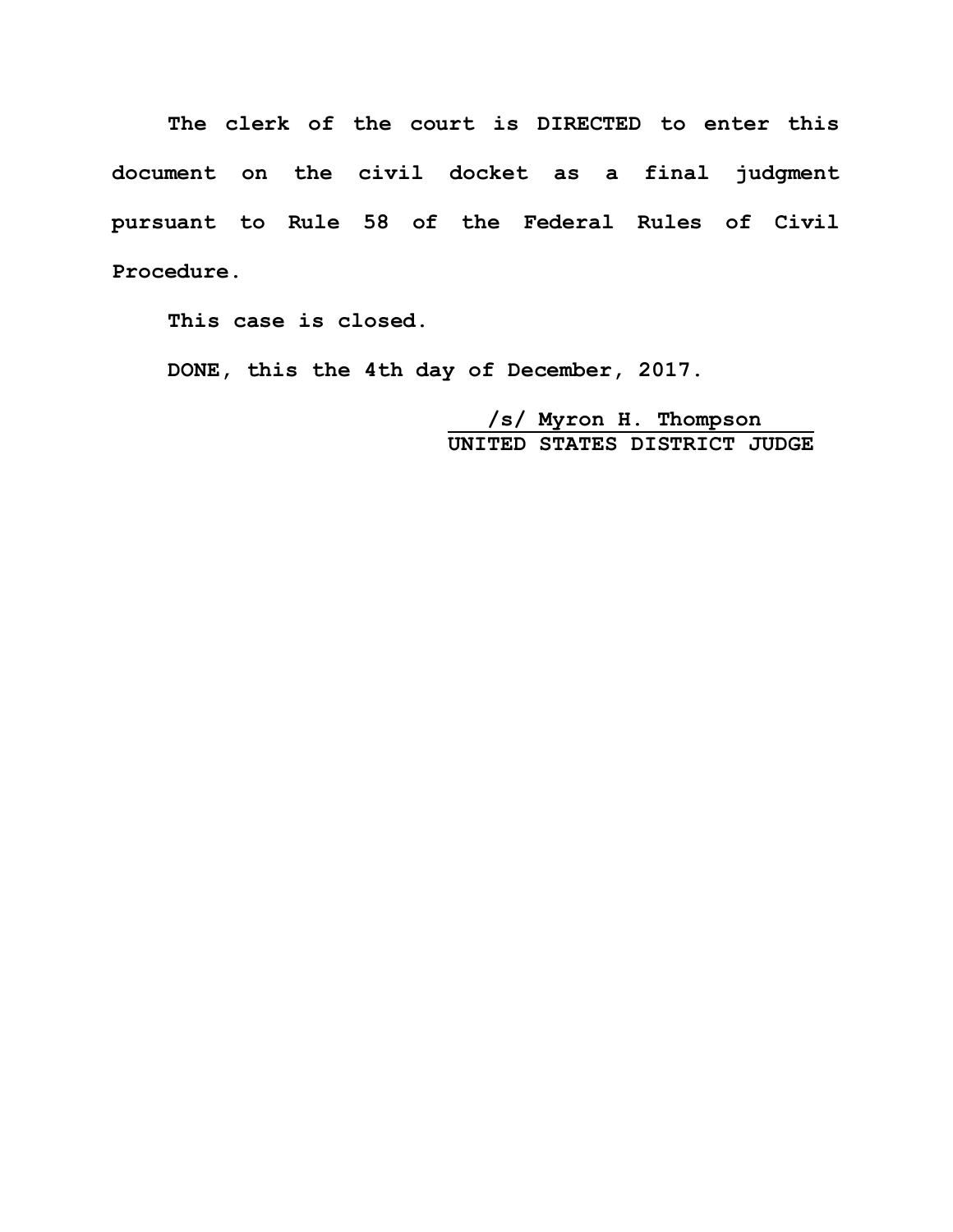**The clerk of the court is DIRECTED to enter this document on the civil docket as a final judgment pursuant to Rule 58 of the Federal Rules of Civil Procedure.**

**This case is closed.**

**DONE, this the 4th day of December, 2017.**

**/s/ Myron H. Thompson**
**UNITED STATES DISTRICT JUDGE**